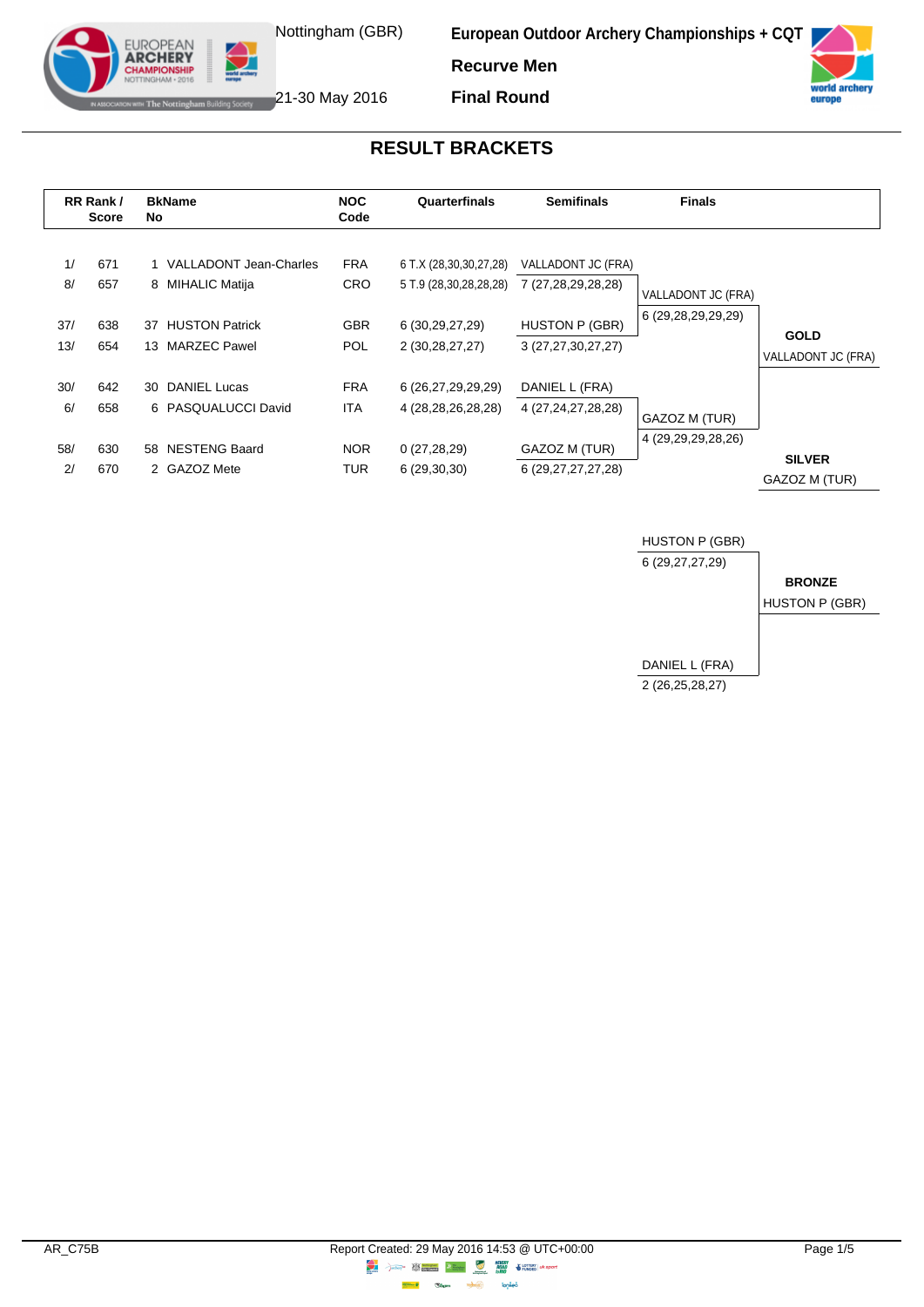Nottingham (GBR)

21-30 May 2016

**European Outdoor Archery Championships + CQT**

**Recurve Men**

**Final Round**

## RESULT BRACKETS

| RR Rank / | Score | BkName No | NOC Code | Quarterfinals | Semifinals |
|---|---|---|---|---|---|
| 1/ | 671 | 1 VALLADONT Jean-Charles | FRA | 6 T.X (28,30,30,27,28) | VALLADONT JC (FRA) |
| 8/ | 657 | 8 MIHALIC Matija | CRO | 5 T.9 (28,30,28,28,28) | 7 (27,28,29,28,28) |
| 37/ | 638 | 37 HUSTON Patrick | GBR | 6 (30,29,27,29) | HUSTON P (GBR) |
| 13/ | 654 | 13 MARZEC Pawel | POL | 2 (30,28,27,27) | 3 (27,27,30,27,27) |
| 30/ | 642 | 30 DANIEL Lucas | FRA | 6 (26,27,29,29,29) | DANIEL L (FRA) |
| 6/ | 658 | 6 PASQUALUCCI David | ITA | 4 (28,28,26,28,28) | 4 (27,24,27,28,28) |
| 58/ | 630 | 58 NESTENG Baard | NOR | 0 (27,28,29) | GAZOZ M (TUR) |
| 2/ | 670 | 2 GAZOZ Mete | TUR | 6 (29,30,30) | 6 (29,27,27,27,28) |

**Finals**

| Finals | |
|---|---|
| VALLADONT JC (FRA) | 6 (29,28,29,29,29) |
| GAZOZ M (TUR) | 4 (29,29,29,28,26) |

**GOLD**
VALLADONT JC (FRA)

**SILVER**
GAZOZ M (TUR)

**Bronze Match**

| Bronze Match | |
|---|---|
| HUSTON P (GBR) | 6 (29,27,27,29) |
| DANIEL L (FRA) | 2 (26,25,28,27) |

**BRONZE**
HUSTON P (GBR)

AR_C75B

Report Created: 29 May 2016 14:53 @ UTC+00:00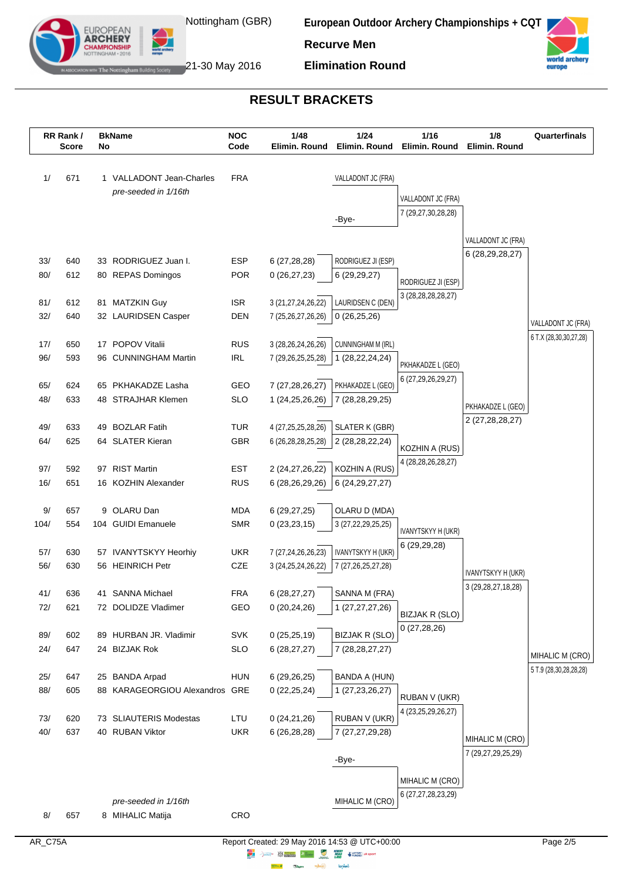# European Outdoor Archery Championships + CQT

Nottingham (GBR), 21-30 May 2016

**Recurve Men**

**Elimination Round**

## RESULT BRACKETS

| RR Rank / Score | BkName No | | NOC Code | 1/48 Elimin. Round | 1/24 Elimin. Round | 1/16 Elimin. Round | 1/8 Elimin. Round | Quarterfinals |
|---|---|---|---|---|---|---|---|---|
| 1/ 671 | 1 | VALLADONT Jean-Charles *pre-seeded in 1/16th* | FRA | | VALLADONT JC (FRA) | VALLADONT JC (FRA) 7 (29,27,30,28,28) | VALLADONT JC (FRA) 6 (28,29,28,27) | VALLADONT JC (FRA) 6 T.X (28,30,30,27,28) |
| | | | | | -Bye- | | | |
| 33/ 640 | 33 | RODRIGUEZ Juan I. | ESP | 6 (27,28,28) | RODRIGUEZ JI (ESP) | RODRIGUEZ JI (ESP) 3 (28,28,28,28,27) | | |
| 80/ 612 | 80 | REPAS Domingos | POR | 0 (26,27,23) | 6 (29,29,27) | | | |
| 81/ 612 | 81 | MATZKIN Guy | ISR | 3 (21,27,24,26,22) | LAURIDSEN C (DEN) | | | |
| 32/ 640 | 32 | LAURIDSEN Casper | DEN | 7 (25,26,27,26,26) | 0 (26,25,26) | | | |
| 17/ 650 | 17 | POPOV Vitalii | RUS | 3 (28,26,24,26,26) | CUNNINGHAM M (IRL) | PKHAKADZE L (GEO) 6 (27,29,26,29,27) | PKHAKADZE L (GEO) 2 (27,28,28,27) | |
| 96/ 593 | 96 | CUNNINGHAM Martin | IRL | 7 (29,26,25,25,28) | 1 (28,22,24,24) | | | |
| 65/ 624 | 65 | PKHAKADZE Lasha | GEO | 7 (27,28,26,27) | PKHAKADZE L (GEO) | | | |
| 48/ 633 | 48 | STRAJHAR Klemen | SLO | 1 (24,25,26,26) | 7 (28,28,29,25) | | | |
| 49/ 633 | 49 | BOZLAR Fatih | TUR | 4 (27,25,25,28,26) | SLATER K (GBR) | KOZHIN A (RUS) 4 (28,28,26,28,27) | | |
| 64/ 625 | 64 | SLATER Kieran | GBR | 6 (26,28,28,25,28) | 2 (28,28,22,24) | | | |
| 97/ 592 | 97 | RIST Martin | EST | 2 (24,27,26,22) | KOZHIN A (RUS) | | | |
| 16/ 651 | 16 | KOZHIN Alexander | RUS | 6 (28,26,29,26) | 6 (24,29,27,27) | | | |
| 9/ 657 | 9 | OLARU Dan | MDA | 6 (29,27,25) | OLARU D (MDA) | IVANYTSKYY H (UKR) 6 (29,29,28) | IVANYTSKYY H (UKR) 3 (29,28,27,18,28) | MIHALIC M (CRO) 5 T.9 (28,30,28,28,28) |
| 104/ 554 | 104 | GUIDI Emanuele | SMR | 0 (23,23,15) | 3 (27,22,29,25,25) | | | |
| 57/ 630 | 57 | IVANYTSKYY Heorhiy | UKR | 7 (27,24,26,26,23) | IVANYTSKYY H (UKR) | | | |
| 56/ 630 | 56 | HEINRICH Petr | CZE | 3 (24,25,24,26,22) | 7 (27,26,25,27,28) | | | |
| 41/ 636 | 41 | SANNA Michael | FRA | 6 (28,27,27) | SANNA M (FRA) | BIZJAK R (SLO) 0 (27,28,26) | | |
| 72/ 621 | 72 | DOLIDZE Vladimer | GEO | 0 (20,24,26) | 1 (27,27,27,26) | | | |
| 89/ 602 | 89 | HURBAN JR. Vladimir | SVK | 0 (25,25,19) | BIZJAK R (SLO) | | | |
| 24/ 647 | 24 | BIZJAK Rok | SLO | 6 (28,27,27) | 7 (28,28,27,27) | | | |
| 25/ 647 | 25 | BANDA Arpad | HUN | 6 (29,26,25) | BANDA A (HUN) | RUBAN V (UKR) 4 (23,25,29,26,27) | MIHALIC M (CRO) 7 (29,27,29,25,29) | |
| 88/ 605 | 88 | KARAGEORGIOU Alexandros | GRE | 0 (22,25,24) | 1 (27,23,26,27) | | | |
| 73/ 620 | 73 | SLIAUTERIS Modestas | LTU | 0 (24,21,26) | RUBAN V (UKR) | | | |
| 40/ 637 | 40 | RUBAN Viktor | UKR | 6 (26,28,28) | 7 (27,27,29,28) | | | |
| | | | | | -Bye- | MIHALIC M (CRO) 6 (27,27,28,23,29) | | |
| 8/ 657 | 8 | MIHALIC Matija *pre-seeded in 1/16th* | CRO | | MIHALIC M (CRO) | | | |

AR_C75A

Report Created: 29 May 2016 14:53 @ UTC+00:00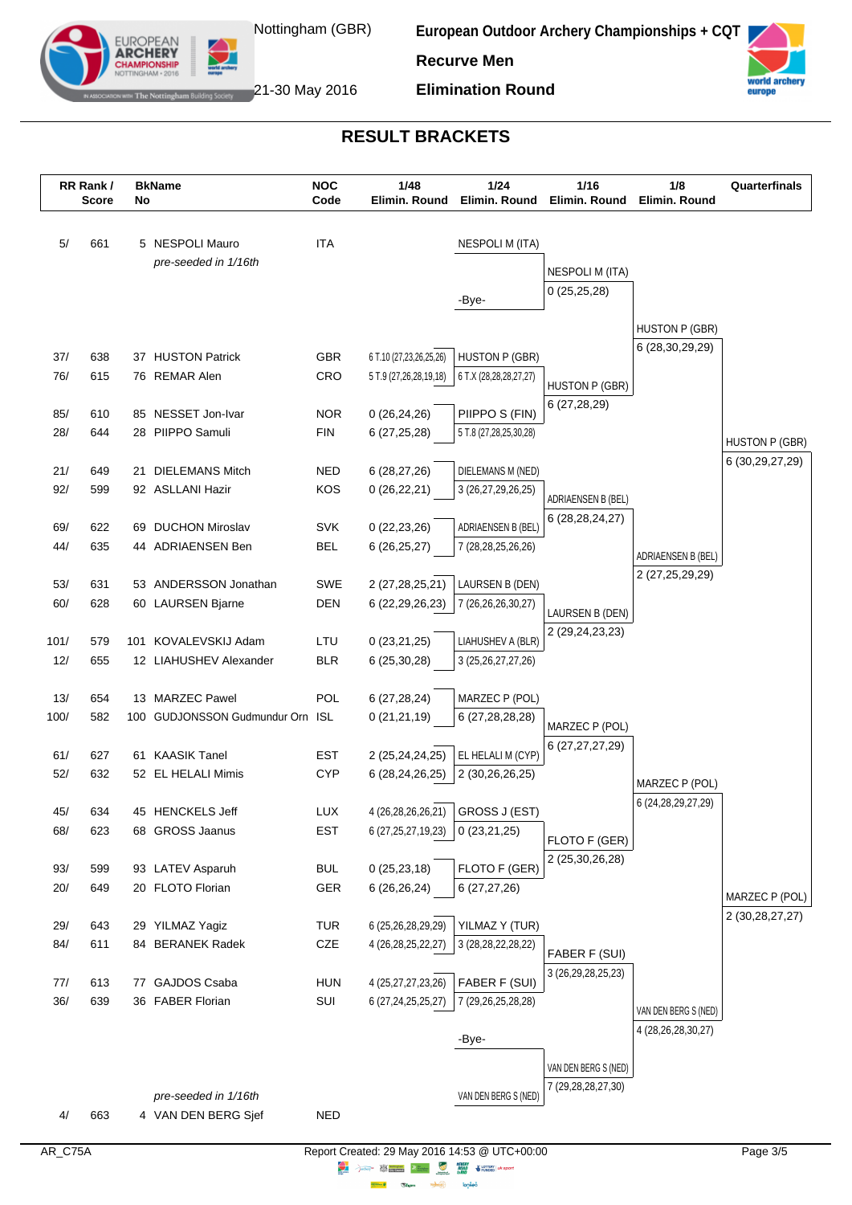Nottingham (GBR)

21-30 May 2016

**European Outdoor Archery Championships + CQT**

**Recurve Men**

**Elimination Round**

## RESULT BRACKETS

| RR Rank / Score | | BkName No | | NOC Code | 1/48 Elimin. Round | 1/24 Elimin. Round | 1/16 Elimin. Round | 1/8 Elimin. Round | Quarterfinals |
|---|---|---|---|---|---|---|---|---|---|
| 5/ | 661 | 5 | NESPOLI Mauro *pre-seeded in 1/16th* | ITA | | NESPOLI M (ITA) | | | |
| | | | | | | -Bye- | NESPOLI M (ITA) 0 (25,25,28) | | |
| 37/ | 638 | 37 | HUSTON Patrick | GBR | 6 T.10 (27,23,26,25,26) | HUSTON P (GBR) | | HUSTON P (GBR) 6 (28,30,29,29) | |
| 76/ | 615 | 76 | REMAR Alen | CRO | 5 T.9 (27,26,28,19,18) | 6 T.X (28,28,28,27,27) | HUSTON P (GBR) 6 (27,28,29) | | |
| 85/ | 610 | 85 | NESSET Jon-Ivar | NOR | 0 (26,24,26) | PIIPPO S (FIN) | | | |
| 28/ | 644 | 28 | PIIPPO Samuli | FIN | 6 (27,25,28) | 5 T.8 (27,28,25,30,28) | | | HUSTON P (GBR) 6 (30,29,27,29) |
| 21/ | 649 | 21 | DIELEMANS Mitch | NED | 6 (28,27,26) | DIELEMANS M (NED) | | | |
| 92/ | 599 | 92 | ASLLANI Hazir | KOS | 0 (26,22,21) | 3 (26,27,29,26,25) | ADRIAENSEN B (BEL) 6 (28,28,24,27) | | |
| 69/ | 622 | 69 | DUCHON Miroslav | SVK | 0 (22,23,26) | ADRIAENSEN B (BEL) | | | |
| 44/ | 635 | 44 | ADRIAENSEN Ben | BEL | 6 (26,25,27) | 7 (28,28,25,26,26) | | ADRIAENSEN B (BEL) 2 (27,25,29,29) | |
| 53/ | 631 | 53 | ANDERSSON Jonathan | SWE | 2 (27,28,25,21) | LAURSEN B (DEN) | | | |
| 60/ | 628 | 60 | LAURSEN Bjarne | DEN | 6 (22,29,26,23) | 7 (26,26,26,30,27) | LAURSEN B (DEN) 2 (29,24,23,23) | | |
| 101/ | 579 | 101 | KOVALEVSKIJ Adam | LTU | 0 (23,21,25) | LIAHUSHEV A (BLR) | | | |
| 12/ | 655 | 12 | LIAHUSHEV Alexander | BLR | 6 (25,30,28) | 3 (25,26,27,27,26) | | | |
| 13/ | 654 | 13 | MARZEC Pawel | POL | 6 (27,28,24) | MARZEC P (POL) | | | |
| 100/ | 582 | 100 | GUDJONSSON Gudmundur Orn | ISL | 0 (21,21,19) | 6 (27,28,28,28) | MARZEC P (POL) 6 (27,27,27,29) | | |
| 61/ | 627 | 61 | KAASIK Tanel | EST | 2 (25,24,24,25) | EL HELALI M (CYP) | | | |
| 52/ | 632 | 52 | EL HELALI Mimis | CYP | 6 (28,24,26,25) | 2 (30,26,26,25) | | MARZEC P (POL) 6 (24,28,29,27,29) | |
| 45/ | 634 | 45 | HENCKELS Jeff | LUX | 4 (26,28,26,26,21) | GROSS J (EST) | | | |
| 68/ | 623 | 68 | GROSS Jaanus | EST | 6 (27,25,27,19,23) | 0 (23,21,25) | FLOTO F (GER) 2 (25,30,26,28) | | |
| 93/ | 599 | 93 | LATEV Asparuh | BUL | 0 (25,23,18) | FLOTO F (GER) | | | |
| 20/ | 649 | 20 | FLOTO Florian | GER | 6 (26,26,24) | 6 (27,27,26) | | | MARZEC P (POL) 2 (30,28,27,27) |
| 29/ | 643 | 29 | YILMAZ Yagiz | TUR | 6 (25,26,28,29,29) | YILMAZ Y (TUR) | | | |
| 84/ | 611 | 84 | BERANEK Radek | CZE | 4 (26,28,25,22,27) | 3 (28,28,22,28,22) | FABER F (SUI) 3 (26,29,28,25,23) | | |
| 77/ | 613 | 77 | GAJDOS Csaba | HUN | 4 (25,27,27,23,26) | FABER F (SUI) | | | |
| 36/ | 639 | 36 | FABER Florian | SUI | 6 (27,24,25,25,27) | 7 (29,26,25,28,28) | | VAN DEN BERG S (NED) 4 (28,26,28,30,27) | |
| | | | | | | -Bye- | VAN DEN BERG S (NED) 7 (29,28,28,27,30) | | |
| 4/ | 663 | 4 | VAN DEN BERG Sjef *pre-seeded in 1/16th* | NED | | VAN DEN BERG S (NED) | | | |

AR_C75A

Report Created: 29 May 2016 14:53 @ UTC+00:00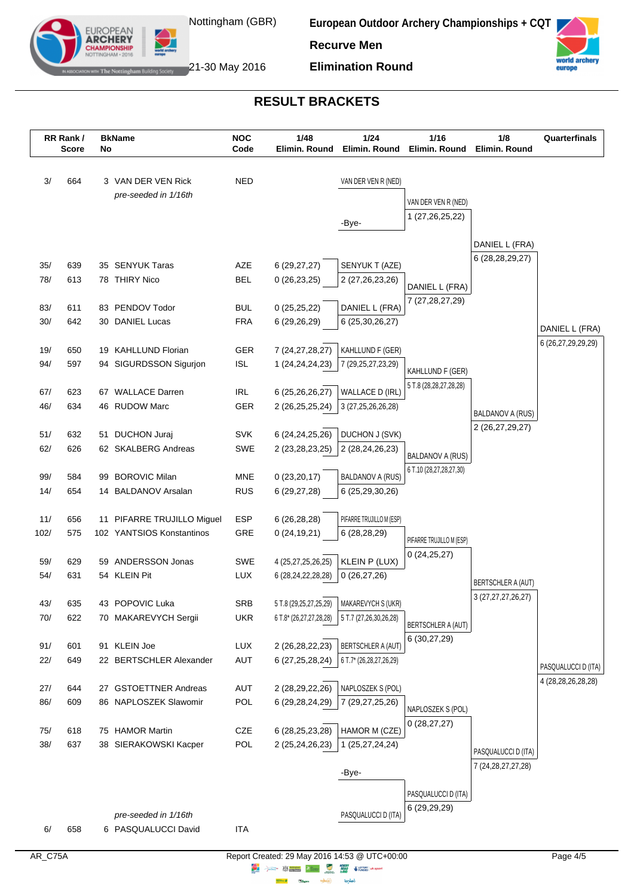# European Outdoor Archery Championships + CQT

Nottingham (GBR), 21-30 May 2016

**Recurve Men**

**Elimination Round**

## RESULT BRACKETS

| RR Rank / Score | | BkName No | NOC Code | 1/48 Elimin. Round | 1/24 Elimin. Round | 1/16 Elimin. Round | 1/8 Elimin. Round | Quarterfinals |
|---|---|---|---|---|---|---|---|---|
| 3/ | 664 | 3 VAN DER VEN Rick *pre-seeded in 1/16th* | NED | | VAN DER VEN R (NED) | VAN DER VEN R (NED) 1 (27,26,25,22) | | |
| | | | | | -Bye- | | DANIEL L (FRA) 6 (28,28,29,27) | |
| 35/ | 639 | 35 SENYUK Taras | AZE | 6 (29,27,27) | SENYUK T (AZE) 2 (27,26,23,26) | DANIEL L (FRA) 7 (27,28,27,29) | | |
| 78/ | 613 | 78 THIRY Nico | BEL | 0 (26,23,25) | | | | |
| 83/ | 611 | 83 PENDOV Todor | BUL | 0 (25,25,22) | DANIEL L (FRA) 6 (25,30,26,27) | | | DANIEL L (FRA) 6 (26,27,29,29,29) |
| 30/ | 642 | 30 DANIEL Lucas | FRA | 6 (29,26,29) | | | | |
| 19/ | 650 | 19 KAHLLUND Florian | GER | 7 (24,27,28,27) | KAHLLUND F (GER) 7 (29,25,27,23,29) | KAHLLUND F (GER) 5 T.8 (28,28,27,28,28) | | |
| 94/ | 597 | 94 SIGURDSSON Sigurjon | ISL | 1 (24,24,24,23) | | | | |
| 67/ | 623 | 67 WALLACE Darren | IRL | 6 (25,26,26,27) | WALLACE D (IRL) 3 (27,25,26,26,28) | | BALDANOV A (RUS) 2 (26,27,29,27) | |
| 46/ | 634 | 46 RUDOW Marc | GER | 2 (26,25,25,24) | | | | |
| 51/ | 632 | 51 DUCHON Juraj | SVK | 6 (24,24,25,26) | DUCHON J (SVK) 2 (28,24,26,23) | BALDANOV A (RUS) 6 T.10 (28,27,28,27,30) | | |
| 62/ | 626 | 62 SKALBERG Andreas | SWE | 2 (23,28,23,25) | | | | |
| 99/ | 584 | 99 BOROVIC Milan | MNE | 0 (23,20,17) | BALDANOV A (RUS) 6 (25,29,30,26) | | | |
| 14/ | 654 | 14 BALDANOV Arsalan | RUS | 6 (29,27,28) | | | | |
| 11/ | 656 | 11 PIFARRE TRUJILLO Miguel | ESP | 6 (26,28,28) | PIFARRE TRUJILLO M (ESP) 6 (28,28,29) | PIFARRE TRUJILLO M (ESP) 0 (24,25,27) | | |
| 102/ | 575 | 102 YANTSIOS Konstantinos | GRE | 0 (24,19,21) | | | | |
| 59/ | 629 | 59 ANDERSSON Jonas | SWE | 4 (25,27,25,26,25) | KLEIN P (LUX) 0 (26,27,26) | | BERTSCHLER A (AUT) 3 (27,27,27,26,27) | |
| 54/ | 631 | 54 KLEIN Pit | LUX | 6 (28,24,22,28,28) | | | | |
| 43/ | 635 | 43 POPOVIC Luka | SRB | 5 T.8 (29,25,27,25,29) | MAKAREVYCH S (UKR) 5 T.7 (27,26,30,26,28) | BERTSCHLER A (AUT) 6 (30,27,29) | | |
| 70/ | 622 | 70 MAKAREVYCH Sergii | UKR | 6 T.8* (26,27,27,28,28) | | | | |
| 91/ | 601 | 91 KLEIN Joe | LUX | 2 (26,28,22,23) | BERTSCHLER A (AUT) 6 T.7* (26,28,27,26,29) | | | PASQUALUCCI D (ITA) 4 (28,28,26,28,28) |
| 22/ | 649 | 22 BERTSCHLER Alexander | AUT | 6 (27,25,28,24) | | | | |
| 27/ | 644 | 27 GSTOETTNER Andreas | AUT | 2 (28,29,22,26) | NAPLOSZEK S (POL) 7 (29,27,25,26) | NAPLOSZEK S (POL) 0 (28,27,27) | | |
| 86/ | 609 | 86 NAPLOSZEK Slawomir | POL | 6 (29,28,24,29) | | | | |
| 75/ | 618 | 75 HAMOR Martin | CZE | 6 (28,25,23,28) | HAMOR M (CZE) 1 (25,27,24,24) | | PASQUALUCCI D (ITA) 7 (24,28,27,27,28) | |
| 38/ | 637 | 38 SIERAKOWSKI Kacper | POL | 2 (25,24,26,23) | | | | |
| | | | | | -Bye- | PASQUALUCCI D (ITA) 6 (29,29,29) | | |
| 6/ | 658 | 6 PASQUALUCCI David *pre-seeded in 1/16th* | ITA | | PASQUALUCCI D (ITA) | | | |

AR_C75A

Report Created: 29 May 2016 14:53 @ UTC+00:00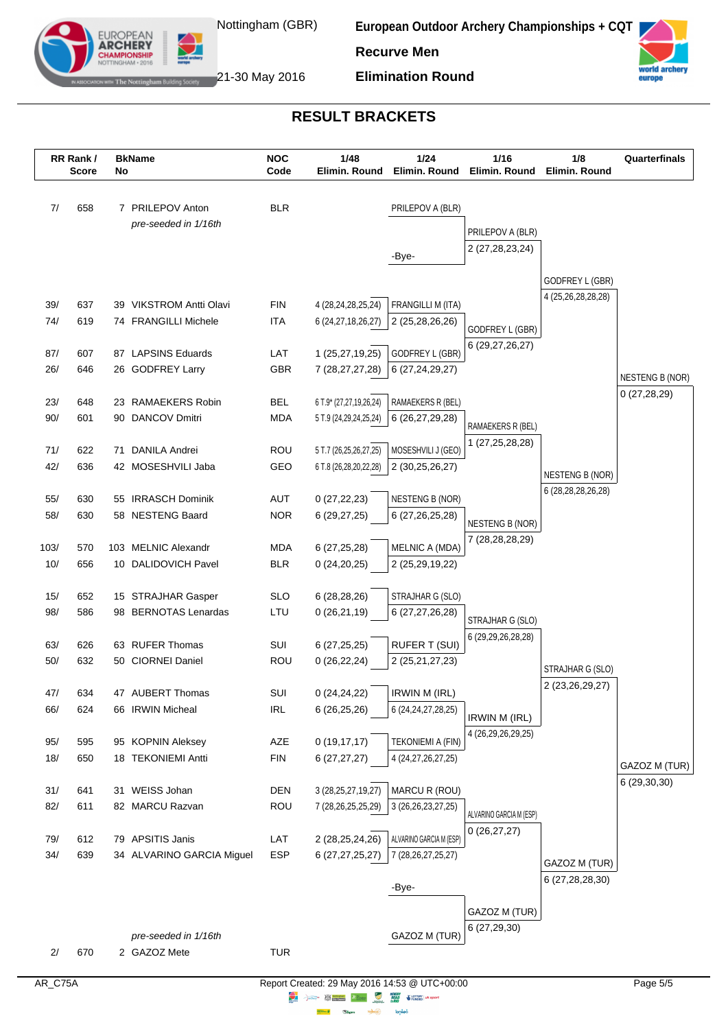Nottingham (GBR)

21-30 May 2016

**European Outdoor Archery Championships + CQT**

**Recurve Men**

**Elimination Round**

## RESULT BRACKETS

| RR Rank / Score | | BkName No | | NOC Code | 1/48 Elimin. Round | 1/24 Elimin. Round | 1/16 Elimin. Round | 1/8 Elimin. Round | Quarterfinals |
|---|---|---|---|---|---|---|---|---|---|
| 7/ | 658 | 7 | PRILEPOV Anton *pre-seeded in 1/16th* | BLR | | PRILEPOV A (BLR) | PRILEPOV A (BLR) 2 (27,28,23,24) | GODFREY L (GBR) 4 (25,26,28,28,28) | NESTENG B (NOR) 0 (27,28,29) |
| | | | | | | -Bye- | | | |
| 39/ | 637 | 39 | VIKSTROM Antti Olavi | FIN | 4 (28,24,28,25,24) | FRANGILLI M (ITA) | GODFREY L (GBR) 6 (29,27,26,27) | | |
| 74/ | 619 | 74 | FRANGILLI Michele | ITA | 6 (24,27,18,26,27) | 2 (25,28,26,26) | | | |
| 87/ | 607 | 87 | LAPSINS Eduards | LAT | 1 (25,27,19,25) | GODFREY L (GBR) | | | |
| 26/ | 646 | 26 | GODFREY Larry | GBR | 7 (28,27,27,28) | 6 (27,24,29,27) | | | |
| 23/ | 648 | 23 | RAMAEKERS Robin | BEL | 6 T.9* (27,27,19,26,24) | RAMAEKERS R (BEL) | RAMAEKERS R (BEL) 1 (27,25,28,28) | NESTENG B (NOR) 6 (28,28,28,26,28) | |
| 90/ | 601 | 90 | DANCOV Dmitri | MDA | 5 T.9 (24,29,24,25,24) | 6 (26,27,29,28) | | | |
| 71/ | 622 | 71 | DANILA Andrei | ROU | 5 T.7 (26,25,26,27,25) | MOSESHVILI J (GEO) | | | |
| 42/ | 636 | 42 | MOSESHVILI Jaba | GEO | 6 T.8 (26,28,20,22,28) | 2 (30,25,26,27) | | | |
| 55/ | 630 | 55 | IRRASCH Dominik | AUT | 0 (27,22,23) | NESTENG B (NOR) | NESTENG B (NOR) 7 (28,28,28,29) | | |
| 58/ | 630 | 58 | NESTENG Baard | NOR | 6 (29,27,25) | 6 (27,26,25,28) | | | |
| 103/ | 570 | 103 | MELNIC Alexandr | MDA | 6 (27,25,28) | MELNIC A (MDA) | | | |
| 10/ | 656 | 10 | DALIDOVICH Pavel | BLR | 0 (24,20,25) | 2 (25,29,19,22) | | | |
| 15/ | 652 | 15 | STRAJHAR Gasper | SLO | 6 (28,28,26) | STRAJHAR G (SLO) | STRAJHAR G (SLO) 6 (29,29,26,28,28) | STRAJHAR G (SLO) 2 (23,26,29,27) | GAZOZ M (TUR) 6 (29,30,30) |
| 98/ | 586 | 98 | BERNOTAS Lenardas | LTU | 0 (26,21,19) | 6 (27,27,26,28) | | | |
| 63/ | 626 | 63 | RUFER Thomas | SUI | 6 (27,25,25) | RUFER T (SUI) | | | |
| 50/ | 632 | 50 | CIORNEI Daniel | ROU | 0 (26,22,24) | 2 (25,21,27,23) | | | |
| 47/ | 634 | 47 | AUBERT Thomas | SUI | 0 (24,24,22) | IRWIN M (IRL) | IRWIN M (IRL) 4 (26,29,26,29,25) | | |
| 66/ | 624 | 66 | IRWIN Micheal | IRL | 6 (26,25,26) | 6 (24,24,27,28,25) | | | |
| 95/ | 595 | 95 | KOPNIN Aleksey | AZE | 0 (19,17,17) | TEKONIEMI A (FIN) | | | |
| 18/ | 650 | 18 | TEKONIEMI Antti | FIN | 6 (27,27,27) | 4 (24,27,26,27,25) | | | |
| 31/ | 641 | 31 | WEISS Johan | DEN | 3 (28,25,27,19,27) | MARCU R (ROU) | ALVARINO GARCIA M (ESP) 0 (26,27,27) | GAZOZ M (TUR) 6 (27,28,28,30) | |
| 82/ | 611 | 82 | MARCU Razvan | ROU | 7 (28,26,25,25,29) | 3 (26,26,23,27,25) | | | |
| 79/ | 612 | 79 | APSITIS Janis | LAT | 2 (28,25,24,26) | ALVARINO GARCIA M (ESP) | | | |
| 34/ | 639 | 34 | ALVARINO GARCIA Miguel | ESP | 6 (27,27,25,27) | 7 (28,26,27,25,27) | | | |
| | | | | | | -Bye- | GAZOZ M (TUR) 6 (27,29,30) | | |
| 2/ | 670 | 2 | GAZOZ Mete *pre-seeded in 1/16th* | TUR | | GAZOZ M (TUR) | | | |

AR_C75A

Report Created: 29 May 2016 14:53 @ UTC+00:00